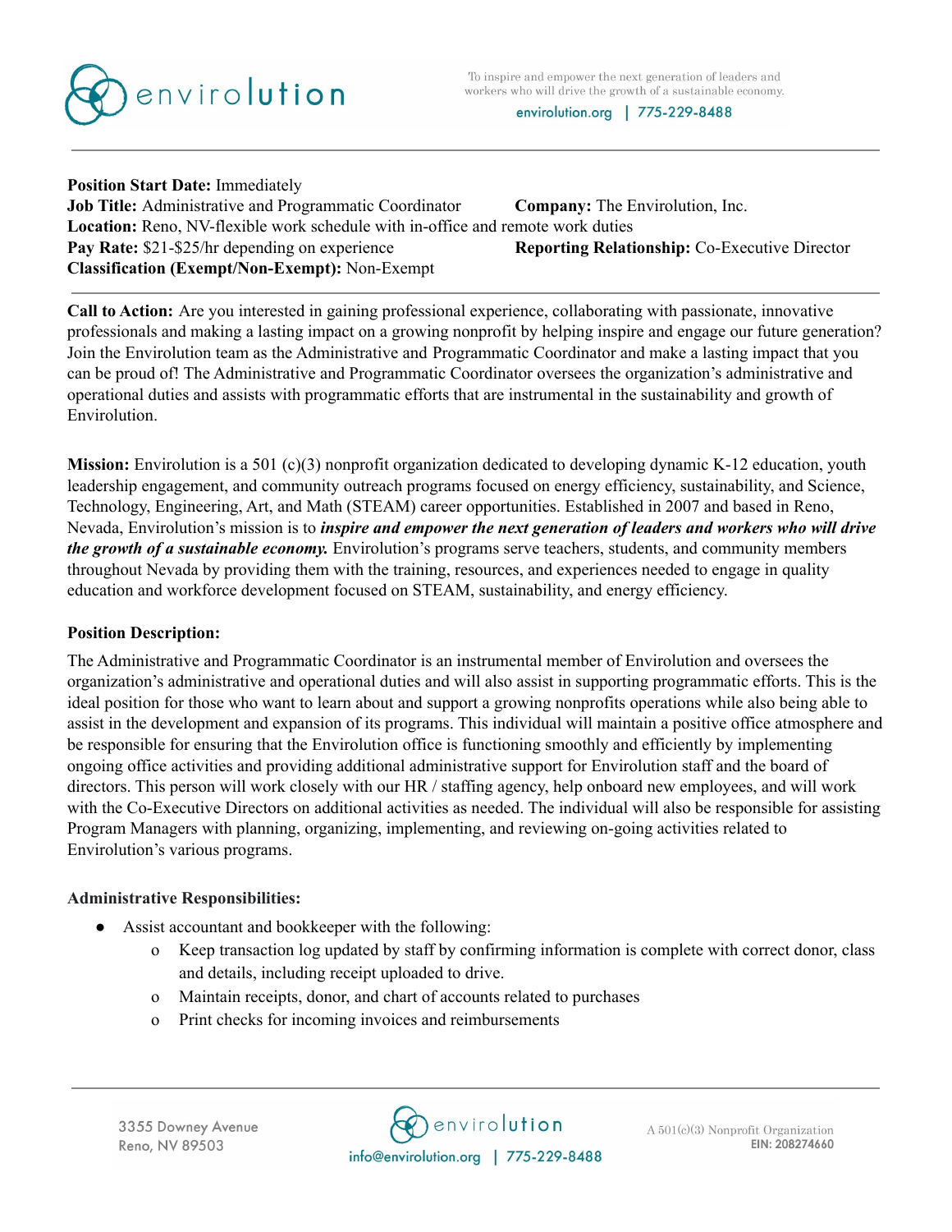**Position Start Date:** Immediately

**Job Title:** Administrative and Programmatic Coordinator **Company:** The Envirolution, Inc.

**Location:** Reno, NV-flexible work schedule with in-office and remote work duties

**Pay Rate:** $21-$25/hr depending on experience **Reporting Relationship:** Co-Executive Director

**Classification (Exempt/Non-Exempt):** Non-Exempt

---

**Call to Action:** Are you interested in gaining professional experience, collaborating with passionate, innovative professionals and making a lasting impact on a growing nonprofit by helping inspire and engage our future generation? Join the Envirolution team as the Administrative and Programmatic Coordinator and make a lasting impact that you can be proud of! The Administrative and Programmatic Coordinator oversees the organization's administrative and operational duties and assists with programmatic efforts that are instrumental in the sustainability and growth of Envirolution.

**Mission:** Envirolution is a 501 (c)(3) nonprofit organization dedicated to developing dynamic K-12 education, youth leadership engagement, and community outreach programs focused on energy efficiency, sustainability, and Science, Technology, Engineering, Art, and Math (STEAM) career opportunities. Established in 2007 and based in Reno, Nevada, Envirolution's mission is to ***inspire and empower the next generation of leaders and workers who will drive the growth of a sustainable economy.*** Envirolution's programs serve teachers, students, and community members throughout Nevada by providing them with the training, resources, and experiences needed to engage in quality education and workforce development focused on STEAM, sustainability, and energy efficiency.

**Position Description:**

The Administrative and Programmatic Coordinator is an instrumental member of Envirolution and oversees the organization's administrative and operational duties and will also assist in supporting programmatic efforts. This is the ideal position for those who want to learn about and support a growing nonprofits operations while also being able to assist in the development and expansion of its programs. This individual will maintain a positive office atmosphere and be responsible for ensuring that the Envirolution office is functioning smoothly and efficiently by implementing ongoing office activities and providing additional administrative support for Envirolution staff and the board of directors. This person will work closely with our HR / staffing agency, help onboard new employees, and will work with the Co-Executive Directors on additional activities as needed. The individual will also be responsible for assisting Program Managers with planning, organizing, implementing, and reviewing on-going activities related to Envirolution's various programs.

**Administrative Responsibilities:**

- Assist accountant and bookkeeper with the following:
  - Keep transaction log updated by staff by confirming information is complete with correct donor, class and details, including receipt uploaded to drive.
  - Maintain receipts, donor, and chart of accounts related to purchases
  - Print checks for incoming invoices and reimbursements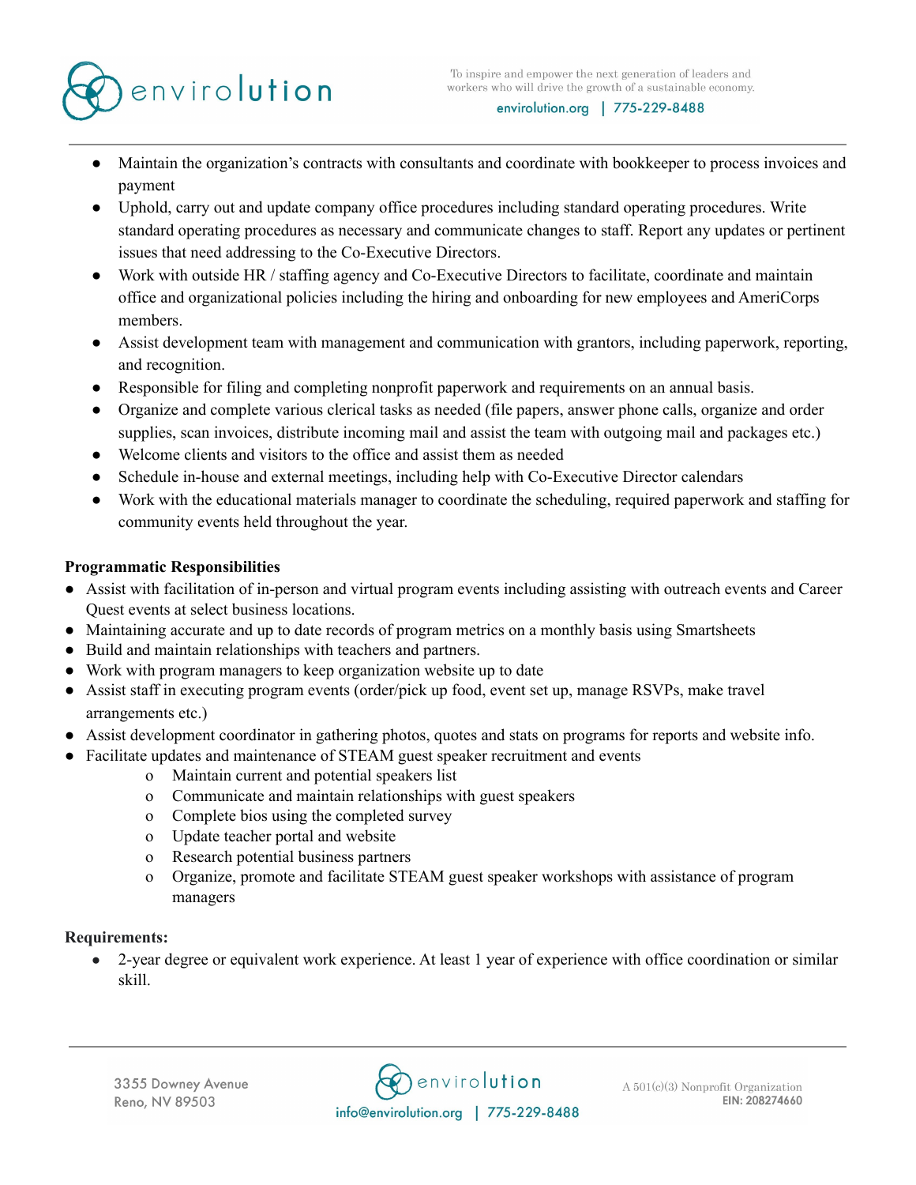- Maintain the organization's contracts with consultants and coordinate with bookkeeper to process invoices and payment
- Uphold, carry out and update company office procedures including standard operating procedures. Write standard operating procedures as necessary and communicate changes to staff. Report any updates or pertinent issues that need addressing to the Co-Executive Directors.
- Work with outside HR / staffing agency and Co-Executive Directors to facilitate, coordinate and maintain office and organizational policies including the hiring and onboarding for new employees and AmeriCorps members.
- Assist development team with management and communication with grantors, including paperwork, reporting, and recognition.
- Responsible for filing and completing nonprofit paperwork and requirements on an annual basis.
- Organize and complete various clerical tasks as needed (file papers, answer phone calls, organize and order supplies, scan invoices, distribute incoming mail and assist the team with outgoing mail and packages etc.)
- Welcome clients and visitors to the office and assist them as needed
- Schedule in-house and external meetings, including help with Co-Executive Director calendars
- Work with the educational materials manager to coordinate the scheduling, required paperwork and staffing for community events held throughout the year.

**Programmatic Responsibilities**

- Assist with facilitation of in-person and virtual program events including assisting with outreach events and Career Quest events at select business locations.
- Maintaining accurate and up to date records of program metrics on a monthly basis using Smartsheets
- Build and maintain relationships with teachers and partners.
- Work with program managers to keep organization website up to date
- Assist staff in executing program events (order/pick up food, event set up, manage RSVPs, make travel arrangements etc.)
- Assist development coordinator in gathering photos, quotes and stats on programs for reports and website info.
- Facilitate updates and maintenance of STEAM guest speaker recruitment and events
  - Maintain current and potential speakers list
  - Communicate and maintain relationships with guest speakers
  - Complete bios using the completed survey
  - Update teacher portal and website
  - Research potential business partners
  - Organize, promote and facilitate STEAM guest speaker workshops with assistance of program managers

**Requirements:**

- 2-year degree or equivalent work experience. At least 1 year of experience with office coordination or similar skill.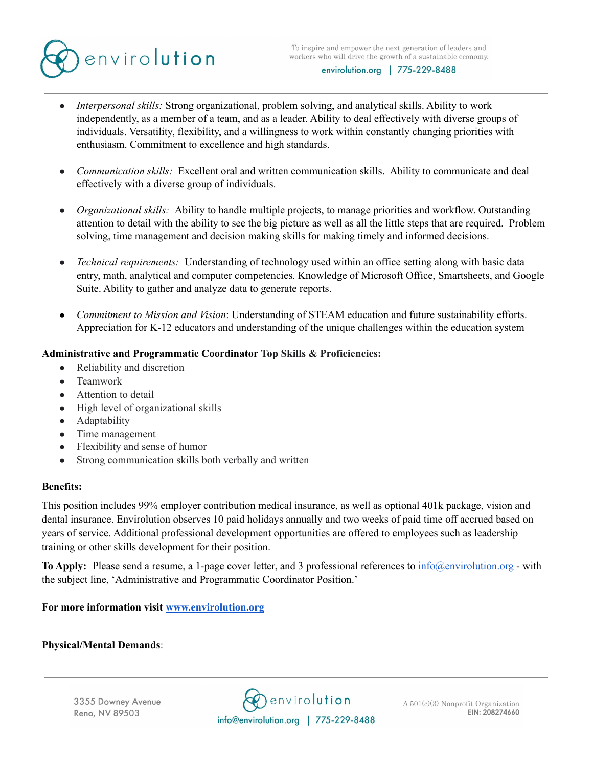- *Interpersonal skills:* Strong organizational, problem solving, and analytical skills. Ability to work independently, as a member of a team, and as a leader. Ability to deal effectively with diverse groups of individuals. Versatility, flexibility, and a willingness to work within constantly changing priorities with enthusiasm. Commitment to excellence and high standards.

- *Communication skills:* Excellent oral and written communication skills. Ability to communicate and deal effectively with a diverse group of individuals.

- *Organizational skills:* Ability to handle multiple projects, to manage priorities and workflow. Outstanding attention to detail with the ability to see the big picture as well as all the little steps that are required. Problem solving, time management and decision making skills for making timely and informed decisions.

- *Technical requirements:* Understanding of technology used within an office setting along with basic data entry, math, analytical and computer competencies. Knowledge of Microsoft Office, Smartsheets, and Google Suite. Ability to gather and analyze data to generate reports.

- *Commitment to Mission and Vision*: Understanding of STEAM education and future sustainability efforts. Appreciation for K-12 educators and understanding of the unique challenges within the education system

**Administrative and Programmatic Coordinator Top Skills & Proficiencies:**

- Reliability and discretion
- Teamwork
- Attention to detail
- High level of organizational skills
- Adaptability
- Time management
- Flexibility and sense of humor
- Strong communication skills both verbally and written

**Benefits:**

This position includes 99% employer contribution medical insurance, as well as optional 401k package, vision and dental insurance. Envirolution observes 10 paid holidays annually and two weeks of paid time off accrued based on years of service. Additional professional development opportunities are offered to employees such as leadership training or other skills development for their position.

**To Apply:** Please send a resume, a 1-page cover letter, and 3 professional references to info@envirolution.org - with the subject line, 'Administrative and Programmatic Coordinator Position.'

**For more information visit www.envirolution.org**

**Physical/Mental Demands**: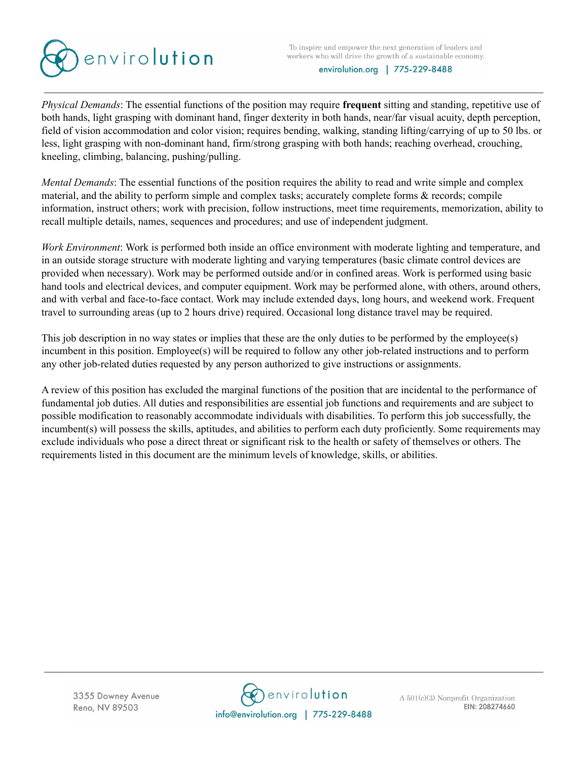*Physical Demands*: The essential functions of the position may require **frequent** sitting and standing, repetitive use of both hands, light grasping with dominant hand, finger dexterity in both hands, near/far visual acuity, depth perception, field of vision accommodation and color vision; requires bending, walking, standing lifting/carrying of up to 50 lbs. or less, light grasping with non-dominant hand, firm/strong grasping with both hands; reaching overhead, crouching, kneeling, climbing, balancing, pushing/pulling.

*Mental Demands*: The essential functions of the position requires the ability to read and write simple and complex material, and the ability to perform simple and complex tasks; accurately complete forms & records; compile information, instruct others; work with precision, follow instructions, meet time requirements, memorization, ability to recall multiple details, names, sequences and procedures; and use of independent judgment.

*Work Environment*: Work is performed both inside an office environment with moderate lighting and temperature, and in an outside storage structure with moderate lighting and varying temperatures (basic climate control devices are provided when necessary). Work may be performed outside and/or in confined areas. Work is performed using basic hand tools and electrical devices, and computer equipment. Work may be performed alone, with others, around others, and with verbal and face-to-face contact. Work may include extended days, long hours, and weekend work. Frequent travel to surrounding areas (up to 2 hours drive) required. Occasional long distance travel may be required.

This job description in no way states or implies that these are the only duties to be performed by the employee(s) incumbent in this position. Employee(s) will be required to follow any other job-related instructions and to perform any other job-related duties requested by any person authorized to give instructions or assignments.

A review of this position has excluded the marginal functions of the position that are incidental to the performance of fundamental job duties. All duties and responsibilities are essential job functions and requirements and are subject to possible modification to reasonably accommodate individuals with disabilities. To perform this job successfully, the incumbent(s) will possess the skills, aptitudes, and abilities to perform each duty proficiently. Some requirements may exclude individuals who pose a direct threat or significant risk to the health or safety of themselves or others. The requirements listed in this document are the minimum levels of knowledge, skills, or abilities.